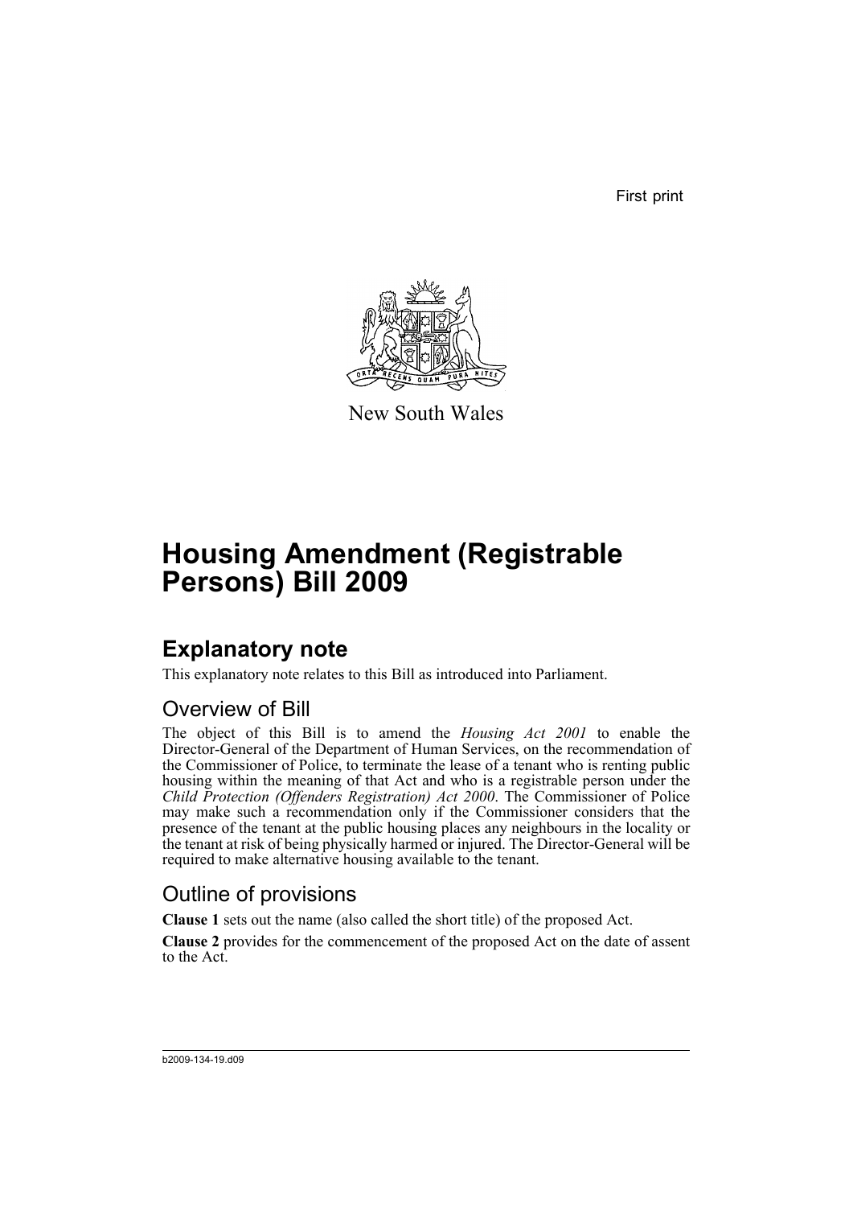First print

New South Wales

# Housing Amendment (Registrable Persons) Bill 2009

## Explanatory note

This explanatory note relates to this Bill as introduced into Parliament.

### Overview of Bill

The object of this Bill is to amend the *Housing Act 2001* to enable the Director-General of the Department of Human Services, on the recommendation of the Commissioner of Police, to terminate the lease of a tenant who is renting public housing within the meaning of that Act and who is a registrable person under the *Child Protection (Offenders Registration) Act 2000*. The Commissioner of Police may make such a recommendation only if the Commissioner considers that the presence of the tenant at the public housing places any neighbours in the locality or the tenant at risk of being physically harmed or injured. The Director-General will be required to make alternative housing available to the tenant.

### Outline of provisions

**Clause 1** sets out the name (also called the short title) of the proposed Act.

**Clause 2** provides for the commencement of the proposed Act on the date of assent to the Act.

b2009-134-19.d09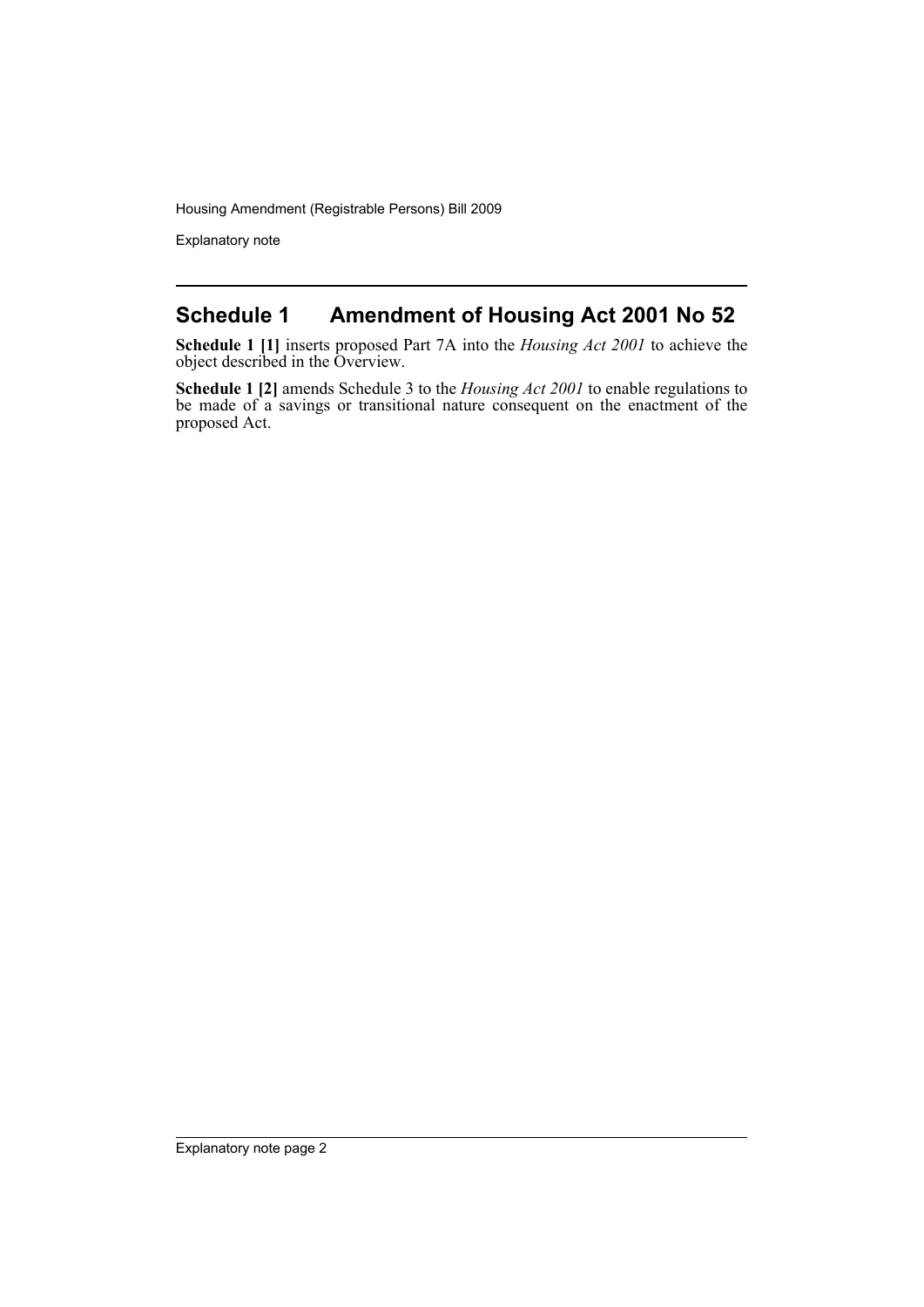## Schedule 1 Amendment of Housing Act 2001 No 52

**Schedule 1 [1]** inserts proposed Part 7A into the *Housing Act 2001* to achieve the object described in the Overview.

**Schedule 1 [2]** amends Schedule 3 to the *Housing Act 2001* to enable regulations to be made of a savings or transitional nature consequent on the enactment of the proposed Act.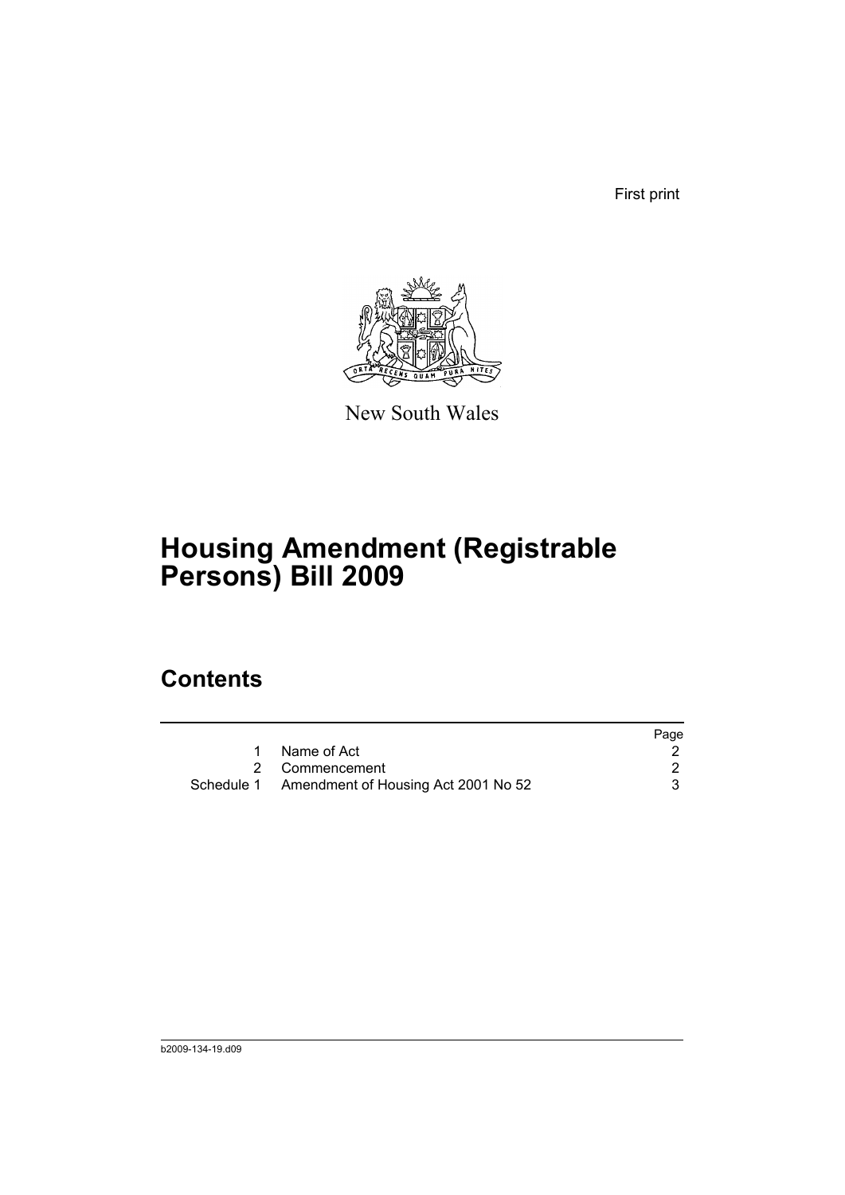First print

New South Wales

# Housing Amendment (Registrable Persons) Bill 2009

## Contents

| | | Page |
|---|---|---|
| 1 | Name of Act | 2 |
| 2 | Commencement | 2 |
| Schedule 1 | Amendment of Housing Act 2001 No 52 | 3 |

b2009-134-19.d09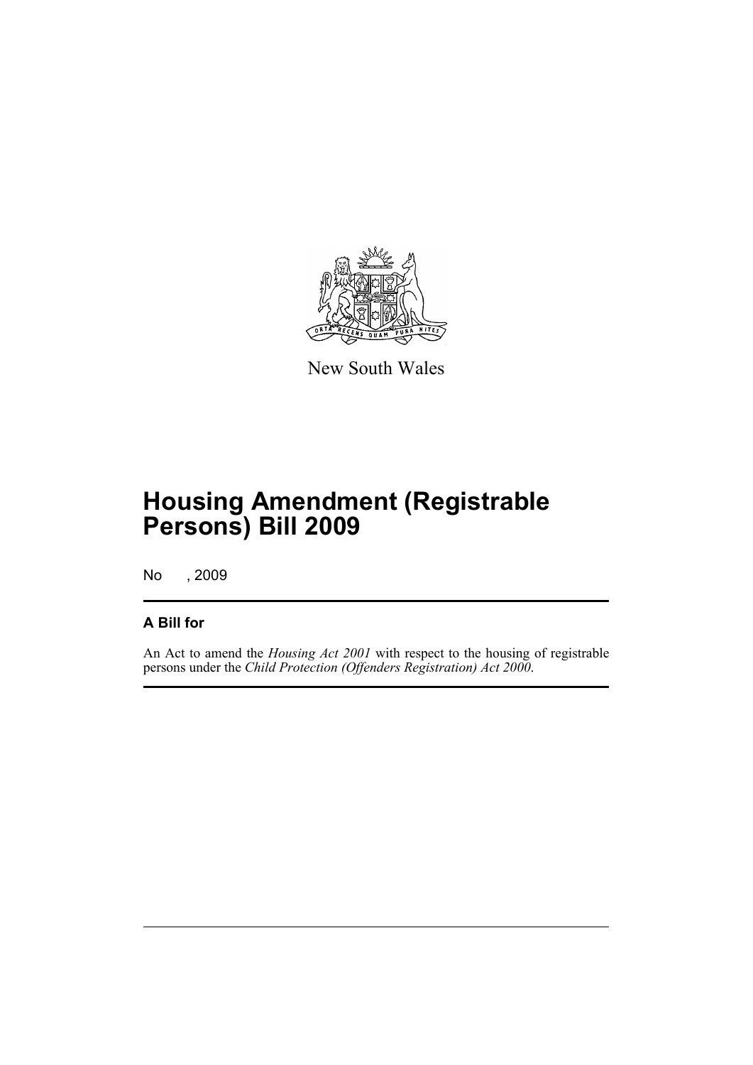New South Wales

# Housing Amendment (Registrable Persons) Bill 2009

No , 2009

## A Bill for

An Act to amend the *Housing Act 2001* with respect to the housing of registrable persons under the *Child Protection (Offenders Registration) Act 2000*.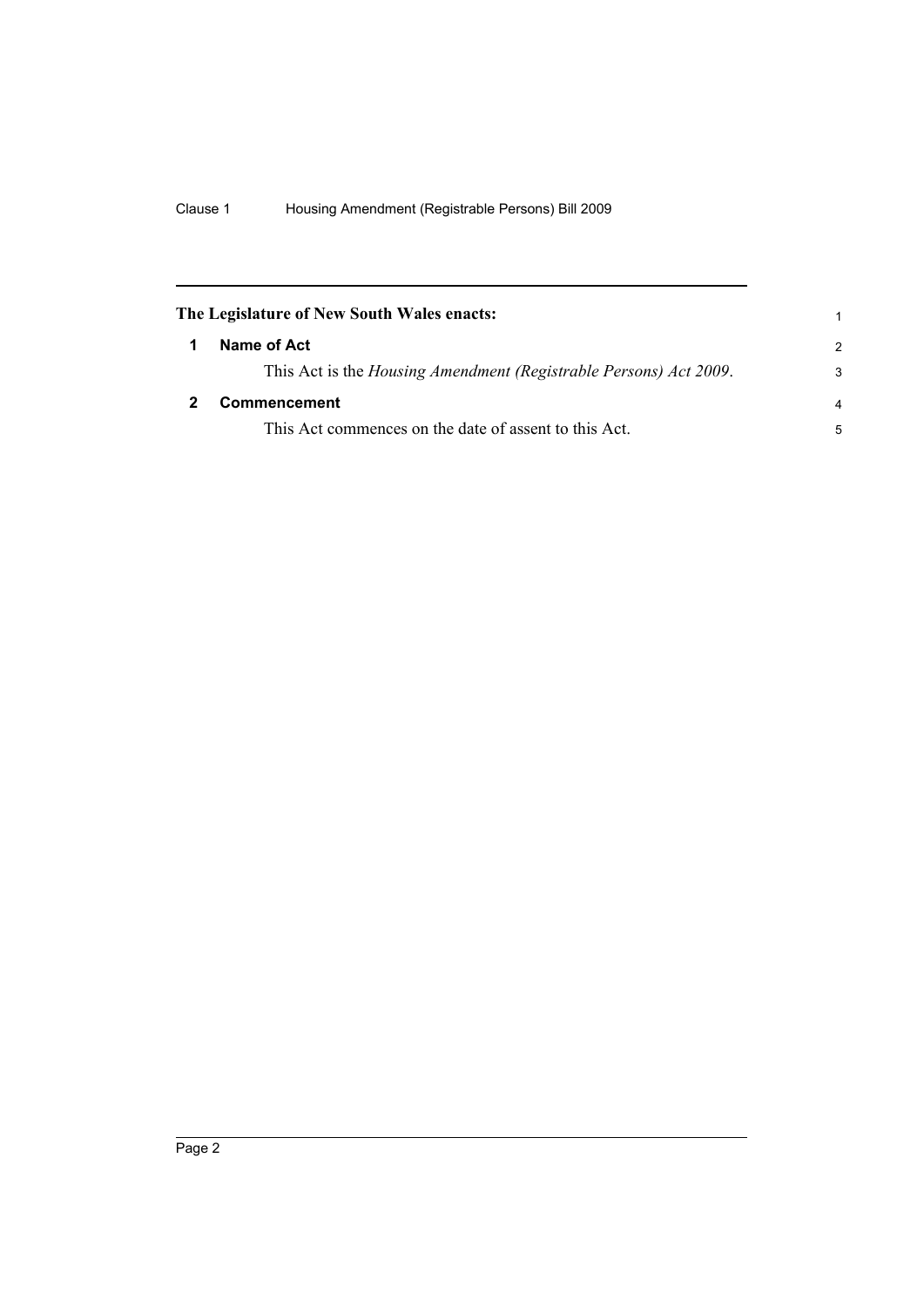**The Legislature of New South Wales enacts:**

## 1 Name of Act

This Act is the *Housing Amendment (Registrable Persons) Act 2009*.

## 2 Commencement

This Act commences on the date of assent to this Act.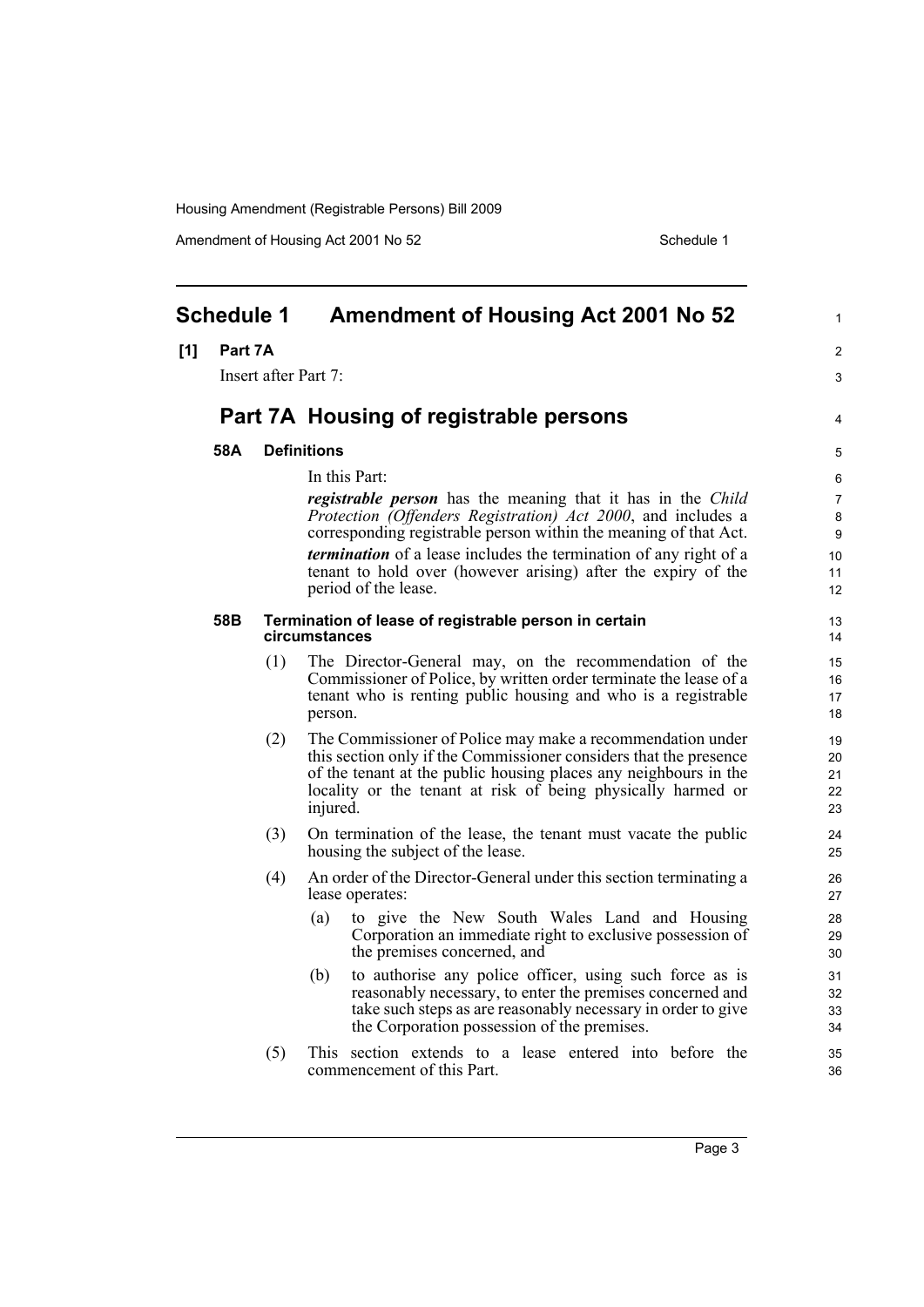# Schedule 1 Amendment of Housing Act 2001 No 52

**[1] Part 7A**

Insert after Part 7:

## Part 7A Housing of registrable persons

### 58A Definitions

In this Part:

***registrable person*** has the meaning that it has in the *Child Protection (Offenders Registration) Act 2000*, and includes a corresponding registrable person within the meaning of that Act.

***termination*** of a lease includes the termination of any right of a tenant to hold over (however arising) after the expiry of the period of the lease.

### 58B Termination of lease of registrable person in certain circumstances

(1) The Director-General may, on the recommendation of the Commissioner of Police, by written order terminate the lease of a tenant who is renting public housing and who is a registrable person.

(2) The Commissioner of Police may make a recommendation under this section only if the Commissioner considers that the presence of the tenant at the public housing places any neighbours in the locality or the tenant at risk of being physically harmed or injured.

(3) On termination of the lease, the tenant must vacate the public housing the subject of the lease.

(4) An order of the Director-General under this section terminating a lease operates:

- (a) to give the New South Wales Land and Housing Corporation an immediate right to exclusive possession of the premises concerned, and
- (b) to authorise any police officer, using such force as is reasonably necessary, to enter the premises concerned and take such steps as are reasonably necessary in order to give the Corporation possession of the premises.

(5) This section extends to a lease entered into before the commencement of this Part.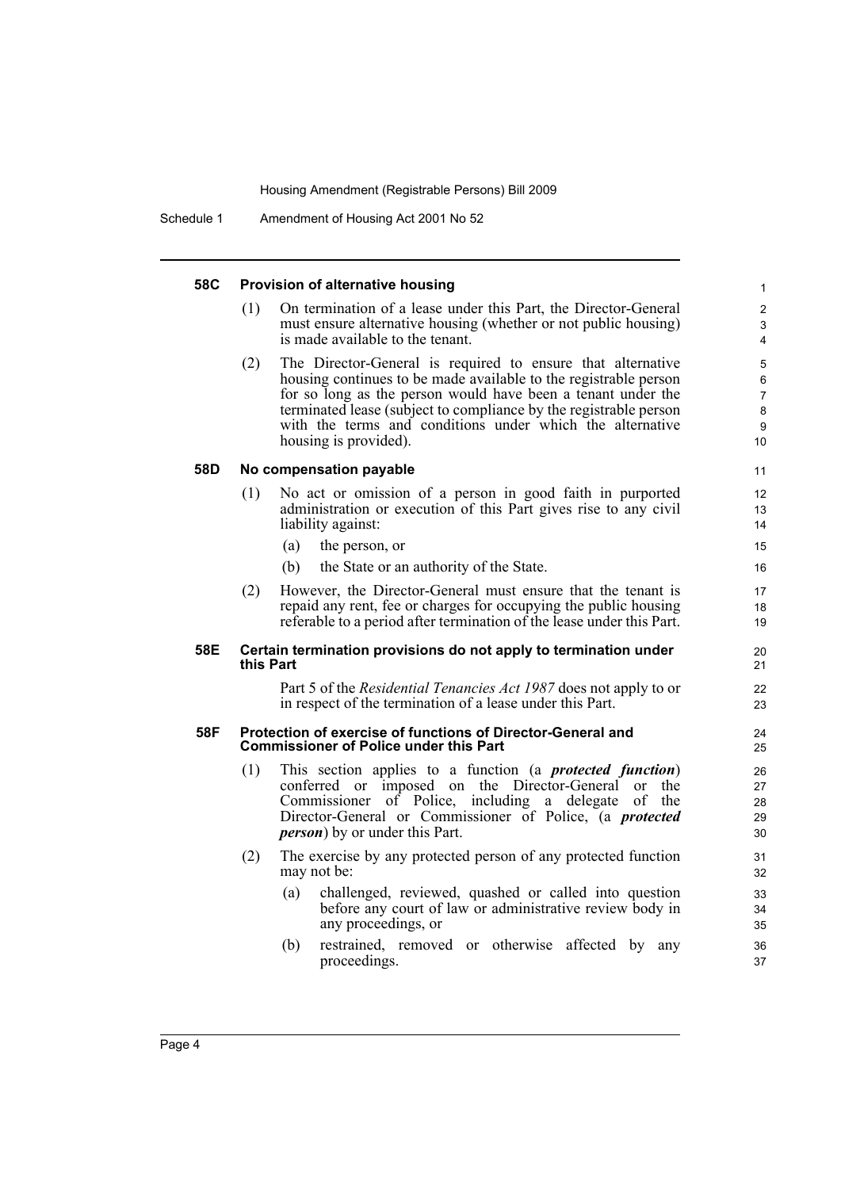#### 58C Provision of alternative housing

(1) On termination of a lease under this Part, the Director-General must ensure alternative housing (whether or not public housing) is made available to the tenant.

(2) The Director-General is required to ensure that alternative housing continues to be made available to the registrable person for so long as the person would have been a tenant under the terminated lease (subject to compliance by the registrable person with the terms and conditions under which the alternative housing is provided).

#### 58D No compensation payable

(1) No act or omission of a person in good faith in purported administration or execution of this Part gives rise to any civil liability against:

- (a) the person, or
- (b) the State or an authority of the State.

(2) However, the Director-General must ensure that the tenant is repaid any rent, fee or charges for occupying the public housing referable to a period after termination of the lease under this Part.

#### 58E Certain termination provisions do not apply to termination under this Part

Part 5 of the *Residential Tenancies Act 1987* does not apply to or in respect of the termination of a lease under this Part.

#### 58F Protection of exercise of functions of Director-General and Commissioner of Police under this Part

(1) This section applies to a function (a ***protected function***) conferred or imposed on the Director-General or the Commissioner of Police, including a delegate of the Director-General or Commissioner of Police, (a ***protected person***) by or under this Part.

(2) The exercise by any protected person of any protected function may not be:

- (a) challenged, reviewed, quashed or called into question before any court of law or administrative review body in any proceedings, or
- (b) restrained, removed or otherwise affected by any proceedings.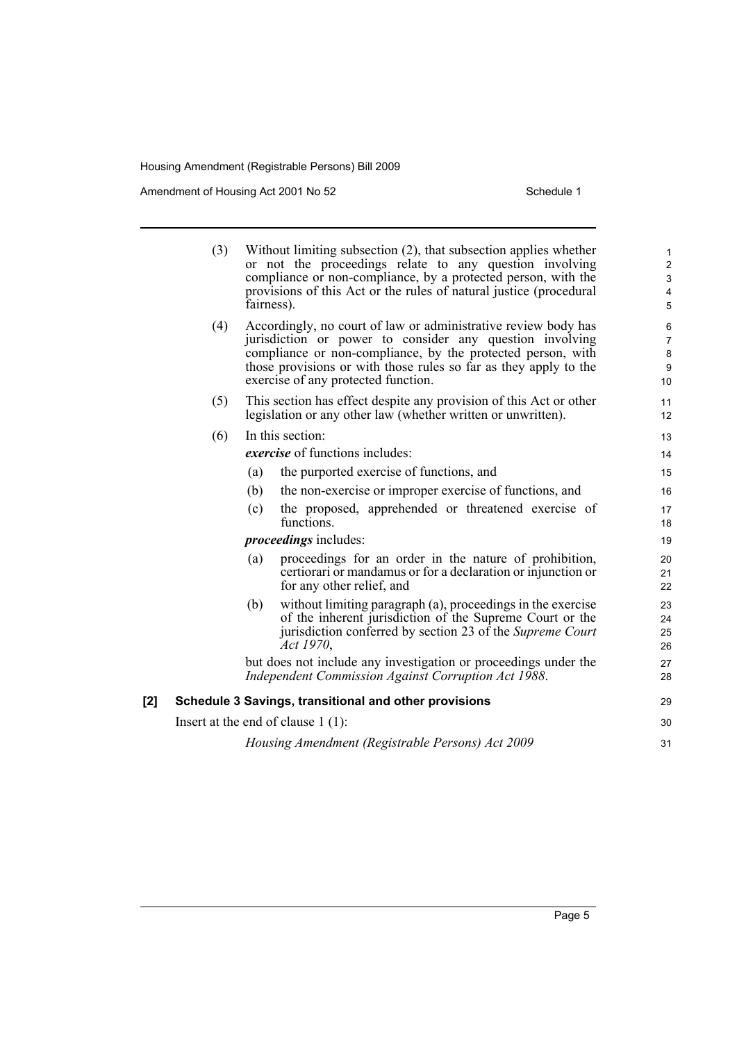(3) Without limiting subsection (2), that subsection applies whether or not the proceedings relate to any question involving compliance or non-compliance, by a protected person, with the provisions of this Act or the rules of natural justice (procedural fairness).

(4) Accordingly, no court of law or administrative review body has jurisdiction or power to consider any question involving compliance or non-compliance, by the protected person, with those provisions or with those rules so far as they apply to the exercise of any protected function.

(5) This section has effect despite any provision of this Act or other legislation or any other law (whether written or unwritten).

(6) In this section:

***exercise*** of functions includes:

(a) the purported exercise of functions, and

(b) the non-exercise or improper exercise of functions, and

(c) the proposed, apprehended or threatened exercise of functions.

***proceedings*** includes:

(a) proceedings for an order in the nature of prohibition, certiorari or mandamus or for a declaration or injunction or for any other relief, and

(b) without limiting paragraph (a), proceedings in the exercise of the inherent jurisdiction of the Supreme Court or the jurisdiction conferred by section 23 of the *Supreme Court Act 1970*,

but does not include any investigation or proceedings under the *Independent Commission Against Corruption Act 1988*.

**[2] Schedule 3 Savings, transitional and other provisions**

Insert at the end of clause 1 (1):

*Housing Amendment (Registrable Persons) Act 2009*